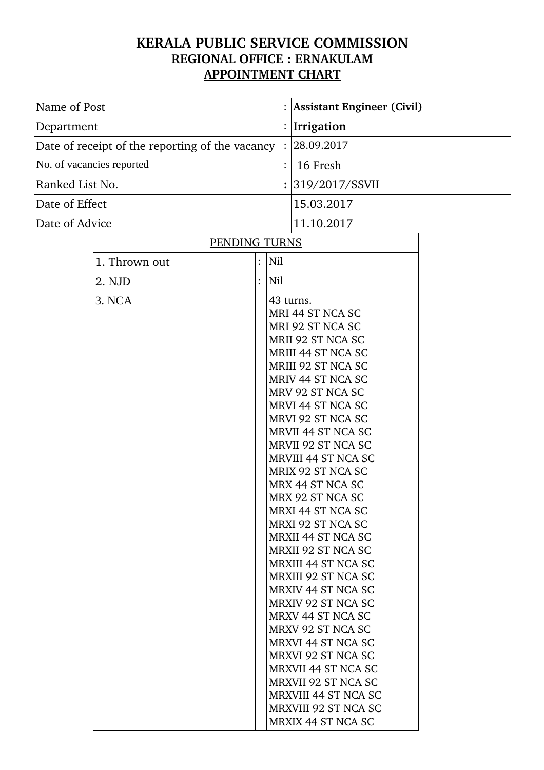# KERALA PUBLIC SERVICE COMMISSION

## REGIONAL OFFICE : ERNAKULAM

## APPOINTMENT CHART

| | | |
|---|---|---|
| Name of Post | : | **Assistant Engineer (Civil)** |
| Department | : | **Irrigation** |
| Date of receipt of the reporting of the vacancy | : | 28.09.2017 |
| No. of vacancies reported | : | 16 Fresh |
| Ranked List No. | **:** | 319/2017/SSVII |
| Date of Effect | | 15.03.2017 |
| Date of Advice | | 11.10.2017 |

| PENDING TURNS | | |
|---|---|---|
| 1. Thrown out | : | Nil |
| 2. NJD | : | Nil |
| 3. NCA | | 43 turns.<br>MRI 44 ST NCA SC<br>MRI 92 ST NCA SC<br>MRII 92 ST NCA SC<br>MRIII 44 ST NCA SC<br>MRIII 92 ST NCA SC<br>MRIV 44 ST NCA SC<br>MRV 92 ST NCA SC<br>MRVI 44 ST NCA SC<br>MRVI 92 ST NCA SC<br>MRVII 44 ST NCA SC<br>MRVII 92 ST NCA SC<br>MRVIII 44 ST NCA SC<br>MRIX 92 ST NCA SC<br>MRX 44 ST NCA SC<br>MRX 92 ST NCA SC<br>MRXI 44 ST NCA SC<br>MRXI 92 ST NCA SC<br>MRXII 44 ST NCA SC<br>MRXII 92 ST NCA SC<br>MRXIII 44 ST NCA SC<br>MRXIII 92 ST NCA SC<br>MRXIV 44 ST NCA SC<br>MRXIV 92 ST NCA SC<br>MRXV 44 ST NCA SC<br>MRXV 92 ST NCA SC<br>MRXVI 44 ST NCA SC<br>MRXVI 92 ST NCA SC<br>MRXVII 44 ST NCA SC<br>MRXVII 92 ST NCA SC<br>MRXVIII 44 ST NCA SC<br>MRXVIII 92 ST NCA SC<br>MRXIX 44 ST NCA SC |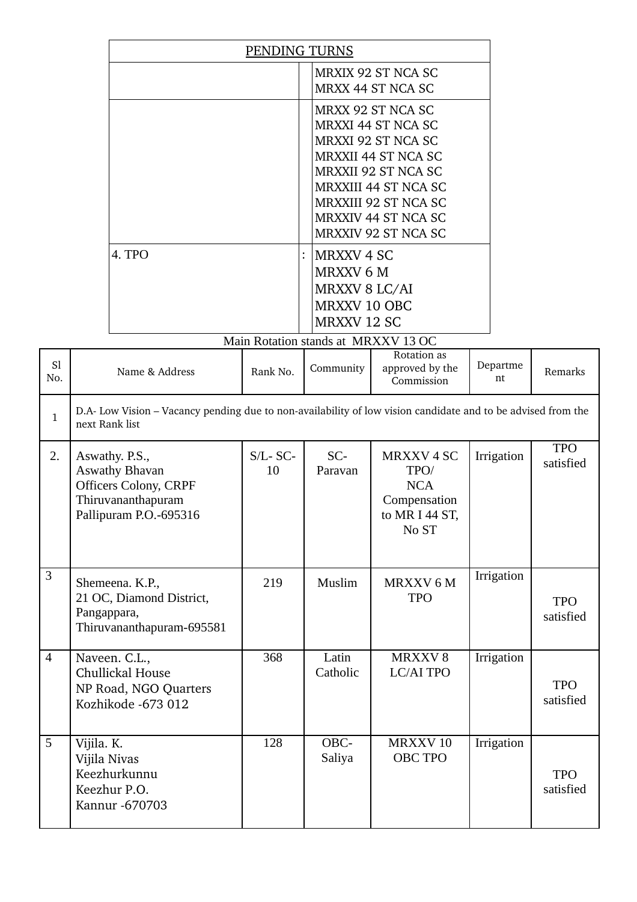| PENDING TURNS | | |
|---|---|---|
| | | MRXIX 92 ST NCA SC<br>MRXX 44 ST NCA SC |
| | | MRXX 92 ST NCA SC<br>MRXXI 44 ST NCA SC<br>MRXXI 92 ST NCA SC<br>MRXXII 44 ST NCA SC<br>MRXXII 92 ST NCA SC<br>MRXXIII 44 ST NCA SC<br>MRXXIII 92 ST NCA SC<br>MRXXIV 44 ST NCA SC<br>MRXXIV 92 ST NCA SC |
| 4. TPO | : | MRXXV 4 SC<br>MRXXV 6 M<br>MRXXV 8 LC/AI<br>MRXXV 10 OBC<br>MRXXV 12 SC |

Main Rotation stands at MRXXV 13 OC

| Sl No. | Name & Address | Rank No. | Community | Rotation as approved by the Commission | Department | Remarks |
|---|---|---|---|---|---|---|
| 1 | D.A- Low Vision – Vacancy pending due to non-availability of low vision candidate and to be advised from the next Rank list | | | | | |
| 2. | Aswathy. P.S.,<br>Aswathy Bhavan<br>Officers Colony, CRPF<br>Thiruvananthapuram<br>Pallipuram P.O.-695316 | S/L- SC-10 | SC-Paravan | MRXXV 4 SC TPO/ NCA Compensation to MR I 44 ST, No ST | Irrigation | TPO satisfied |
| 3 | Shemeena. K.P.,<br>21 OC, Diamond District,<br>Pangappara,<br>Thiruvananthapuram-695581 | 219 | Muslim | MRXXV 6 M TPO | Irrigation | TPO satisfied |
| 4 | Naveen. C.L.,<br>Chullickal House<br>NP Road, NGO Quarters<br>Kozhikode -673 012 | 368 | Latin Catholic | MRXXV 8 LC/AI TPO | Irrigation | TPO satisfied |
| 5 | Vijila. K.<br>Vijila Nivas<br>Keezhurkunnu<br>Keezhur P.O.<br>Kannur -670703 | 128 | OBC-Saliya | MRXXV 10 OBC TPO | Irrigation | TPO satisfied |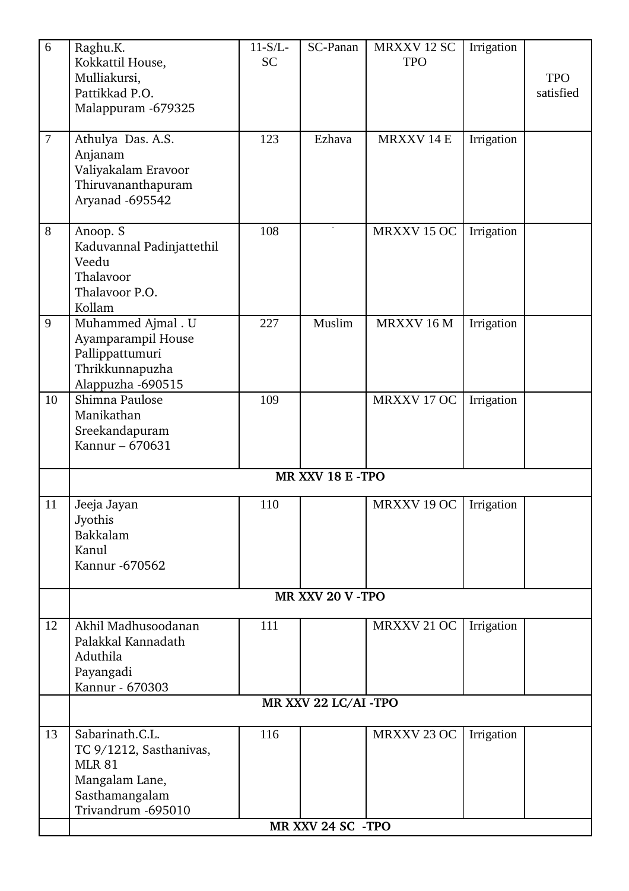| 6 | Raghu.K.<br>Kokkattil House,<br>Mulliakursi,<br>Pattikkad P.O.<br>Malappuram -679325 | 11-S/L-SC | SC-Panan | MRXXV 12 SC TPO | Irrigation | TPO satisfied |
|---|---|---|---|---|---|---|
| 7 | Athulya Das. A.S.<br>Anjanam<br>Valiyakalam Eravoor<br>Thiruvananthapuram<br>Aryanad -695542 | 123 | Ezhava | MRXXV 14 E | Irrigation | |
| 8 | Anoop. S<br>Kaduvannal Padinjattethil Veedu<br>Thalavoor<br>Thalavoor P.O.<br>Kollam | 108 | - | MRXXV 15 OC | Irrigation | |
| 9 | Muhammed Ajmal . U<br>Ayamparampil House<br>Pallippattumuri<br>Thrikkunnapuzha<br>Alappuzha -690515 | 227 | Muslim | MRXXV 16 M | Irrigation | |
| 10 | Shimna Paulose<br>Manikathan<br>Sreekandapuram<br>Kannur – 670631 | 109 | | MRXXV 17 OC | Irrigation | |
| | **MR XXV 18 E -TPO** | | | | | |
| 11 | Jeeja Jayan<br>Jyothis<br>Bakkalam<br>Kanul<br>Kannur -670562 | 110 | | MRXXV 19 OC | Irrigation | |
| | **MR XXV 20 V -TPO** | | | | | |
| 12 | Akhil Madhusoodanan<br>Palakkal Kannadath<br>Aduthila<br>Payangadi<br>Kannur - 670303 | 111 | | MRXXV 21 OC | Irrigation | |
| | **MR XXV 22 LC/AI -TPO** | | | | | |
| 13 | Sabarinath.C.L.<br>TC 9/1212, Sasthanivas,<br>MLR 81<br>Mangalam Lane,<br>Sasthamangalam<br>Trivandrum -695010 | 116 | | MRXXV 23 OC | Irrigation | |
| | **MR XXV 24 SC -TPO** | | | | | |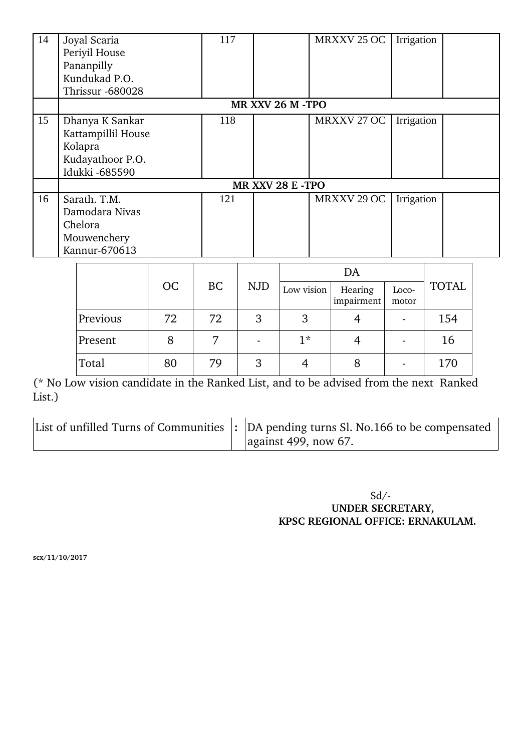| | | | | | | |
|---|---|---|---|---|---|---|
| 14 | Joyal Scaria<br>Periyil House<br>Pananpilly<br>Kundukad P.O.<br>Thrissur -680028 | 117 | | MRXXV 25 OC | Irrigation | |
| | **MR XXV 26 M -TPO** | | | | | |
| 15 | Dhanya K Sankar<br>Kattampillil House<br>Kolapra<br>Kudayathoor P.O.<br>Idukki -685590 | 118 | | MRXXV 27 OC | Irrigation | |
| | **MR XXV 28 E -TPO** | | | | | |
| 16 | Sarath. T.M.<br>Damodara Nivas<br>Chelora<br>Mouwenchery<br>Kannur-670613 | 121 | | MRXXV 29 OC | Irrigation | |

| | OC | BC | NJD | DA | | | TOTAL |
|---|---|---|---|---|---|---|---|
| | | | | Low vision | Hearing impairment | Loco-motor | |
| Previous | 72 | 72 | 3 | 3 | 4 | - | 154 |
| Present | 8 | 7 | - | 1* | 4 | - | 16 |
| Total | 80 | 79 | 3 | 4 | 8 | - | 170 |

(* No Low vision candidate in the Ranked List, and to be advised from the next Ranked List.)

| | | |
|---|---|---|
| List of unfilled Turns of Communities | **:** | DA pending turns Sl. No.166 to be compensated against 499, now 67. |

Sd/-
**UNDER SECRETARY,**
**KPSC REGIONAL OFFICE: ERNAKULAM.**

**scx/11/10/2017**